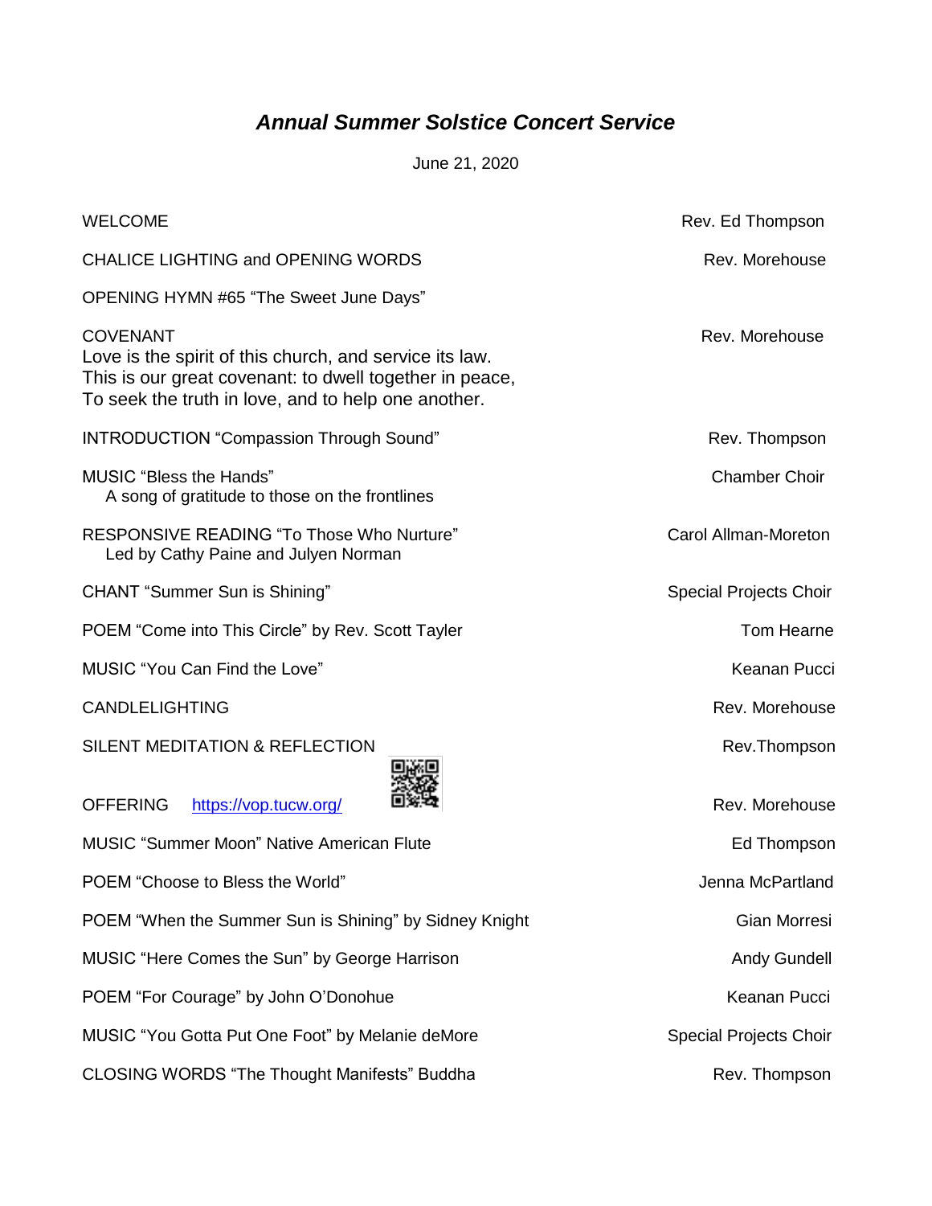# *Annual Summer Solstice Concert Service*

June 21, 2020

| | |
|---|---|
| WELCOME | Rev. Ed Thompson |
| CHALICE LIGHTING and OPENING WORDS | Rev. Morehouse |
| OPENING HYMN #65 "The Sweet June Days" | |
| COVENANT<br>Love is the spirit of this church, and service its law.<br>This is our great covenant: to dwell together in peace,<br>To seek the truth in love, and to help one another. | Rev. Morehouse |
| INTRODUCTION "Compassion Through Sound" | Rev. Thompson |
| MUSIC "Bless the Hands"<br>A song of gratitude to those on the frontlines | Chamber Choir |
| RESPONSIVE READING "To Those Who Nurture"<br>Led by Cathy Paine and Julyen Norman | Carol Allman-Moreton |
| CHANT "Summer Sun is Shining" | Special Projects Choir |
| POEM "Come into This Circle" by Rev. Scott Tayler | Tom Hearne |
| MUSIC "You Can Find the Love" | Keanan Pucci |
| CANDLELIGHTING | Rev. Morehouse |
| SILENT MEDITATION & REFLECTION | Rev.Thompson |
| OFFERING https://vop.tucw.org/ | Rev. Morehouse |
| MUSIC "Summer Moon" Native American Flute | Ed Thompson |
| POEM "Choose to Bless the World" | Jenna McPartland |
| POEM "When the Summer Sun is Shining" by Sidney Knight | Gian Morresi |
| MUSIC "Here Comes the Sun" by George Harrison | Andy Gundell |
| POEM "For Courage" by John O'Donohue | Keanan Pucci |
| MUSIC "You Gotta Put One Foot" by Melanie deMore | Special Projects Choir |
| CLOSING WORDS "The Thought Manifests" Buddha | Rev. Thompson |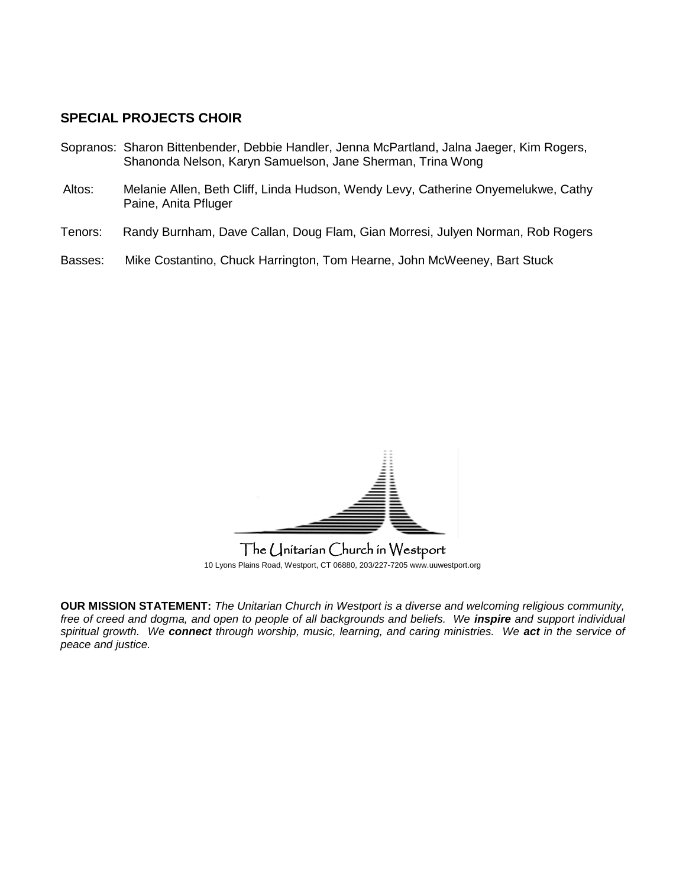## SPECIAL PROJECTS CHOIR

Sopranos: Sharon Bittenbender, Debbie Handler, Jenna McPartland, Jalna Jaeger, Kim Rogers, Shanonda Nelson, Karyn Samuelson, Jane Sherman, Trina Wong

Altos: Melanie Allen, Beth Cliff, Linda Hudson, Wendy Levy, Catherine Onyemelukwe, Cathy Paine, Anita Pfluger

Tenors: Randy Burnham, Dave Callan, Doug Flam, Gian Morresi, Julyen Norman, Rob Rogers

Basses: Mike Costantino, Chuck Harrington, Tom Hearne, John McWeeney, Bart Stuck

The Unitarian Church in Westport

10 Lyons Plains Road, Westport, CT 06880, 203/227-7205 www.uuwestport.org

**OUR MISSION STATEMENT:** *The Unitarian Church in Westport is a diverse and welcoming religious community, free of creed and dogma, and open to people of all backgrounds and beliefs. We* ***inspire*** *and support individual spiritual growth. We* ***connect*** *through worship, music, learning, and caring ministries. We* ***act*** *in the service of peace and justice.*